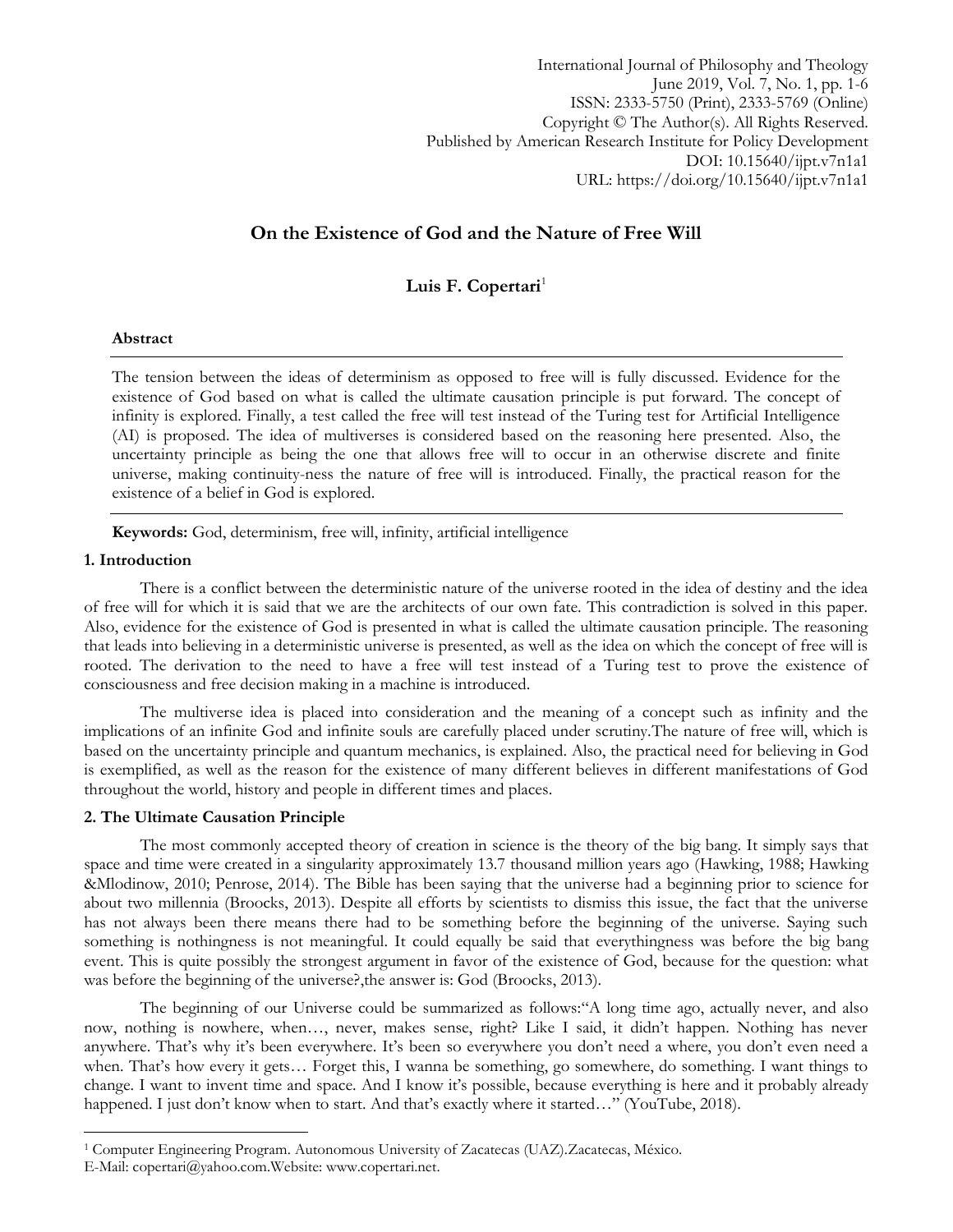# On the Existence of God and the Nature of Free Will

**Luis F. Copertari**[1]

**Abstract**

The tension between the ideas of determinism as opposed to free will is fully discussed. Evidence for the existence of God based on what is called the ultimate causation principle is put forward. The concept of infinity is explored. Finally, a test called the free will test instead of the Turing test for Artificial Intelligence (AI) is proposed. The idea of multiverses is considered based on the reasoning here presented. Also, the uncertainty principle as being the one that allows free will to occur in an otherwise discrete and finite universe, making continuity-ness the nature of free will is introduced. Finally, the practical reason for the existence of a belief in God is explored.

**Keywords:** God, determinism, free will, infinity, artificial intelligence

## 1. Introduction

There is a conflict between the deterministic nature of the universe rooted in the idea of destiny and the idea of free will for which it is said that we are the architects of our own fate. This contradiction is solved in this paper. Also, evidence for the existence of God is presented in what is called the ultimate causation principle. The reasoning that leads into believing in a deterministic universe is presented, as well as the idea on which the concept of free will is rooted. The derivation to the need to have a free will test instead of a Turing test to prove the existence of consciousness and free decision making in a machine is introduced.

The multiverse idea is placed into consideration and the meaning of a concept such as infinity and the implications of an infinite God and infinite souls are carefully placed under scrutiny.The nature of free will, which is based on the uncertainty principle and quantum mechanics, is explained. Also, the practical need for believing in God is exemplified, as well as the reason for the existence of many different believes in different manifestations of God throughout the world, history and people in different times and places.

## 2. The Ultimate Causation Principle

The most commonly accepted theory of creation in science is the theory of the big bang. It simply says that space and time were created in a singularity approximately 13.7 thousand million years ago (Hawking, 1988; Hawking &Mlodinow, 2010; Penrose, 2014). The Bible has been saying that the universe had a beginning prior to science for about two millennia (Broocks, 2013). Despite all efforts by scientists to dismiss this issue, the fact that the universe has not always been there means there had to be something before the beginning of the universe. Saying such something is nothingness is not meaningful. It could equally be said that everythingness was before the big bang event. This is quite possibly the strongest argument in favor of the existence of God, because for the question: what was before the beginning of the universe?,the answer is: God (Broocks, 2013).

The beginning of our Universe could be summarized as follows:"A long time ago, actually never, and also now, nothing is nowhere, when…, never, makes sense, right? Like I said, it didn't happen. Nothing has never anywhere. That's why it's been everywhere. It's been so everywhere you don't need a where, you don't even need a when. That's how every it gets… Forget this, I wanna be something, go somewhere, do something. I want things to change. I want to invent time and space. And I know it's possible, because everything is here and it probably already happened. I just don't know when to start. And that's exactly where it started…" (YouTube, 2018).

---

[1] Computer Engineering Program. Autonomous University of Zacatecas (UAZ).Zacatecas, México.
E-Mail: copertari@yahoo.com.Website: www.copertari.net.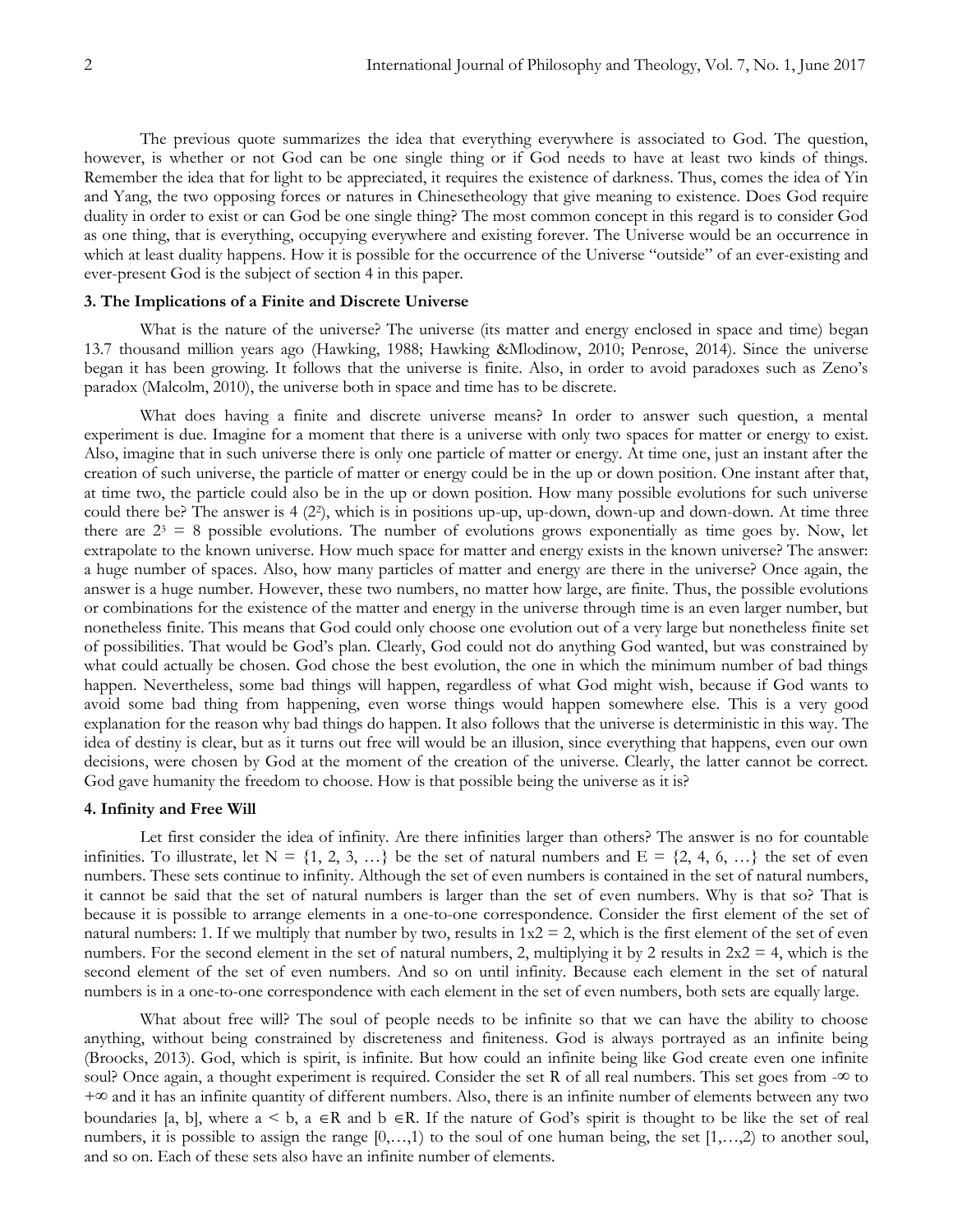The previous quote summarizes the idea that everything everywhere is associated to God. The question, however, is whether or not God can be one single thing or if God needs to have at least two kinds of things. Remember the idea that for light to be appreciated, it requires the existence of darkness. Thus, comes the idea of Yin and Yang, the two opposing forces or natures in Chinesetheology that give meaning to existence. Does God require duality in order to exist or can God be one single thing? The most common concept in this regard is to consider God as one thing, that is everything, occupying everywhere and existing forever. The Universe would be an occurrence in which at least duality happens. How it is possible for the occurrence of the Universe "outside" of an ever-existing and ever-present God is the subject of section 4 in this paper.

## 3. The Implications of a Finite and Discrete Universe

What is the nature of the universe? The universe (its matter and energy enclosed in space and time) began 13.7 thousand million years ago (Hawking, 1988; Hawking &Mlodinow, 2010; Penrose, 2014). Since the universe began it has been growing. It follows that the universe is finite. Also, in order to avoid paradoxes such as Zeno's paradox (Malcolm, 2010), the universe both in space and time has to be discrete.

What does having a finite and discrete universe means? In order to answer such question, a mental experiment is due. Imagine for a moment that there is a universe with only two spaces for matter or energy to exist. Also, imagine that in such universe there is only one particle of matter or energy. At time one, just an instant after the creation of such universe, the particle of matter or energy could be in the up or down position. One instant after that, at time two, the particle could also be in the up or down position. How many possible evolutions for such universe could there be? The answer is 4 ($2^2$), which is in positions up-up, up-down, down-up and down-down. At time three there are $2^3 = 8$ possible evolutions. The number of evolutions grows exponentially as time goes by. Now, let extrapolate to the known universe. How much space for matter and energy exists in the known universe? The answer: a huge number of spaces. Also, how many particles of matter and energy are there in the universe? Once again, the answer is a huge number. However, these two numbers, no matter how large, are finite. Thus, the possible evolutions or combinations for the existence of the matter and energy in the universe through time is an even larger number, but nonetheless finite. This means that God could only choose one evolution out of a very large but nonetheless finite set of possibilities. That would be God's plan. Clearly, God could not do anything God wanted, but was constrained by what could actually be chosen. God chose the best evolution, the one in which the minimum number of bad things happen. Nevertheless, some bad things will happen, regardless of what God might wish, because if God wants to avoid some bad thing from happening, even worse things would happen somewhere else. This is a very good explanation for the reason why bad things do happen. It also follows that the universe is deterministic in this way. The idea of destiny is clear, but as it turns out free will would be an illusion, since everything that happens, even our own decisions, were chosen by God at the moment of the creation of the universe. Clearly, the latter cannot be correct. God gave humanity the freedom to choose. How is that possible being the universe as it is?

## 4. Infinity and Free Will

Let first consider the idea of infinity. Are there infinities larger than others? The answer is no for countable infinities. To illustrate, let $N = \{1, 2, 3, \ldots\}$ be the set of natural numbers and $E = \{2, 4, 6, \ldots\}$ the set of even numbers. These sets continue to infinity. Although the set of even numbers is contained in the set of natural numbers, it cannot be said that the set of natural numbers is larger than the set of even numbers. Why is that so? That is because it is possible to arrange elements in a one-to-one correspondence. Consider the first element of the set of natural numbers: 1. If we multiply that number by two, results in $1 \times 2 = 2$, which is the first element of the set of even numbers. For the second element in the set of natural numbers, 2, multiplying it by 2 results in $2 \times 2 = 4$, which is the second element of the set of even numbers. And so on until infinity. Because each element in the set of natural numbers is in a one-to-one correspondence with each element in the set of even numbers, both sets are equally large.

What about free will? The soul of people needs to be infinite so that we can have the ability to choose anything, without being constrained by discreteness and finiteness. God is always portrayed as an infinite being (Broocks, 2013). God, which is spirit, is infinite. But how could an infinite being like God create even one infinite soul? Once again, a thought experiment is required. Consider the set R of all real numbers. This set goes from $-\infty$ to $+\infty$ and it has an infinite quantity of different numbers. Also, there is an infinite number of elements between any two boundaries $[a, b]$, where $a < b$, $a \in R$ and $b \in R$. If the nature of God's spirit is thought to be like the set of real numbers, it is possible to assign the range $[0,\ldots,1)$ to the soul of one human being, the set $[1,\ldots,2)$ to another soul, and so on. Each of these sets also have an infinite number of elements.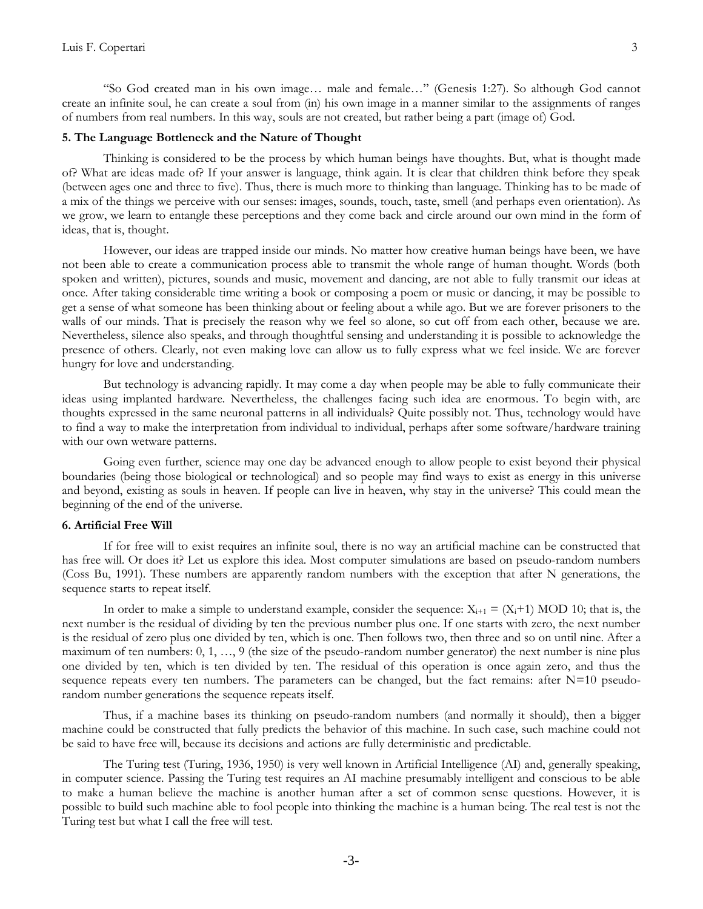"So God created man in his own image… male and female…" (Genesis 1:27). So although God cannot create an infinite soul, he can create a soul from (in) his own image in a manner similar to the assignments of ranges of numbers from real numbers. In this way, souls are not created, but rather being a part (image of) God.

**5. The Language Bottleneck and the Nature of Thought**

Thinking is considered to be the process by which human beings have thoughts. But, what is thought made of? What are ideas made of? If your answer is language, think again. It is clear that children think before they speak (between ages one and three to five). Thus, there is much more to thinking than language. Thinking has to be made of a mix of the things we perceive with our senses: images, sounds, touch, taste, smell (and perhaps even orientation). As we grow, we learn to entangle these perceptions and they come back and circle around our own mind in the form of ideas, that is, thought.

However, our ideas are trapped inside our minds. No matter how creative human beings have been, we have not been able to create a communication process able to transmit the whole range of human thought. Words (both spoken and written), pictures, sounds and music, movement and dancing, are not able to fully transmit our ideas at once. After taking considerable time writing a book or composing a poem or music or dancing, it may be possible to get a sense of what someone has been thinking about or feeling about a while ago. But we are forever prisoners to the walls of our minds. That is precisely the reason why we feel so alone, so cut off from each other, because we are. Nevertheless, silence also speaks, and through thoughtful sensing and understanding it is possible to acknowledge the presence of others. Clearly, not even making love can allow us to fully express what we feel inside. We are forever hungry for love and understanding.

But technology is advancing rapidly. It may come a day when people may be able to fully communicate their ideas using implanted hardware. Nevertheless, the challenges facing such idea are enormous. To begin with, are thoughts expressed in the same neuronal patterns in all individuals? Quite possibly not. Thus, technology would have to find a way to make the interpretation from individual to individual, perhaps after some software/hardware training with our own wetware patterns.

Going even further, science may one day be advanced enough to allow people to exist beyond their physical boundaries (being those biological or technological) and so people may find ways to exist as energy in this universe and beyond, existing as souls in heaven. If people can live in heaven, why stay in the universe? This could mean the beginning of the end of the universe.

**6. Artificial Free Will**

If for free will to exist requires an infinite soul, there is no way an artificial machine can be constructed that has free will. Or does it? Let us explore this idea. Most computer simulations are based on pseudo-random numbers (Coss Bu, 1991). These numbers are apparently random numbers with the exception that after N generations, the sequence starts to repeat itself.

In order to make a simple to understand example, consider the sequence: $X_{i+1} = (X_i+1)$ MOD 10; that is, the next number is the residual of dividing by ten the previous number plus one. If one starts with zero, the next number is the residual of zero plus one divided by ten, which is one. Then follows two, then three and so on until nine. After a maximum of ten numbers: 0, 1, …, 9 (the size of the pseudo-random number generator) the next number is nine plus one divided by ten, which is ten divided by ten. The residual of this operation is once again zero, and thus the sequence repeats every ten numbers. The parameters can be changed, but the fact remains: after N=10 pseudo-random number generations the sequence repeats itself.

Thus, if a machine bases its thinking on pseudo-random numbers (and normally it should), then a bigger machine could be constructed that fully predicts the behavior of this machine. In such case, such machine could not be said to have free will, because its decisions and actions are fully deterministic and predictable.

The Turing test (Turing, 1936, 1950) is very well known in Artificial Intelligence (AI) and, generally speaking, in computer science. Passing the Turing test requires an AI machine presumably intelligent and conscious to be able to make a human believe the machine is another human after a set of common sense questions. However, it is possible to build such machine able to fool people into thinking the machine is a human being. The real test is not the Turing test but what I call the free will test.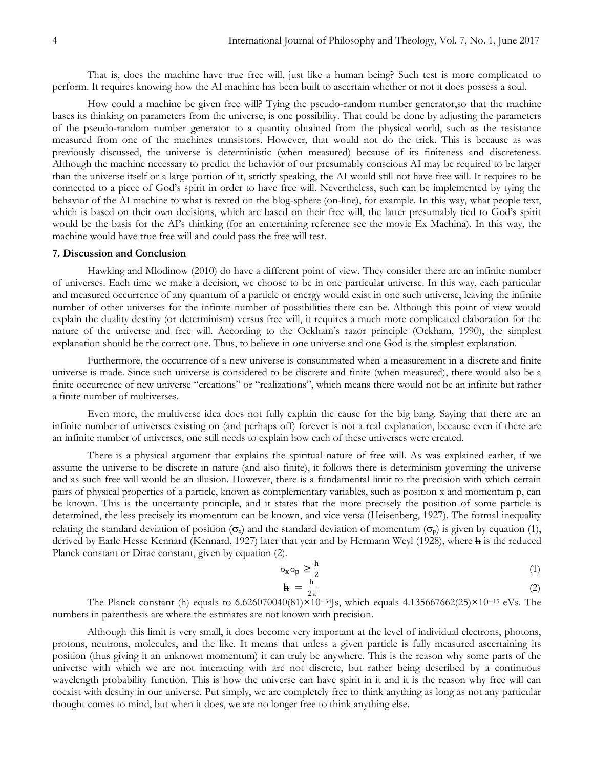That is, does the machine have true free will, just like a human being? Such test is more complicated to perform. It requires knowing how the AI machine has been built to ascertain whether or not it does possess a soul.

How could a machine be given free will? Tying the pseudo-random number generator,so that the machine bases its thinking on parameters from the universe, is one possibility. That could be done by adjusting the parameters of the pseudo-random number generator to a quantity obtained from the physical world, such as the resistance measured from one of the machines transistors. However, that would not do the trick. This is because as was previously discussed, the universe is deterministic (when measured) because of its finiteness and discreteness. Although the machine necessary to predict the behavior of our presumably conscious AI may be required to be larger than the universe itself or a large portion of it, strictly speaking, the AI would still not have free will. It requires to be connected to a piece of God's spirit in order to have free will. Nevertheless, such can be implemented by tying the behavior of the AI machine to what is texted on the blog-sphere (on-line), for example. In this way, what people text, which is based on their own decisions, which are based on their free will, the latter presumably tied to God's spirit would be the basis for the AI's thinking (for an entertaining reference see the movie Ex Machina). In this way, the machine would have true free will and could pass the free will test.

### 7. Discussion and Conclusion

Hawking and Mlodinow (2010) do have a different point of view. They consider there are an infinite number of universes. Each time we make a decision, we choose to be in one particular universe. In this way, each particular and measured occurrence of any quantum of a particle or energy would exist in one such universe, leaving the infinite number of other universes for the infinite number of possibilities there can be. Although this point of view would explain the duality destiny (or determinism) versus free will, it requires a much more complicated elaboration for the nature of the universe and free will. According to the Ockham's razor principle (Ockham, 1990), the simplest explanation should be the correct one. Thus, to believe in one universe and one God is the simplest explanation.

Furthermore, the occurrence of a new universe is consummated when a measurement in a discrete and finite universe is made. Since such universe is considered to be discrete and finite (when measured), there would also be a finite occurrence of new universe "creations" or "realizations", which means there would not be an infinite but rather a finite number of multiverses.

Even more, the multiverse idea does not fully explain the cause for the big bang. Saying that there are an infinite number of universes existing on (and perhaps off) forever is not a real explanation, because even if there are an infinite number of universes, one still needs to explain how each of these universes were created.

There is a physical argument that explains the spiritual nature of free will. As was explained earlier, if we assume the universe to be discrete in nature (and also finite), it follows there is determinism governing the universe and as such free will would be an illusion. However, there is a fundamental limit to the precision with which certain pairs of physical properties of a particle, known as complementary variables, such as position x and momentum p, can be known. This is the uncertainty principle, and it states that the more precisely the position of some particle is determined, the less precisely its momentum can be known, and vice versa (Heisenberg, 1927). The formal inequality relating the standard deviation of position ($\sigma_x$) and the standard deviation of momentum ($\sigma_p$) is given by equation (1), derived by Earle Hesse Kennard (Kennard, 1927) later that year and by Hermann Weyl (1928), where $\hbar$ is the reduced Planck constant or Dirac constant, given by equation (2).

$$\sigma_x \sigma_p \geq \frac{\hbar}{2} \tag{1}$$

$$\hbar = \frac{h}{2\pi} \tag{2}$$

The Planck constant (h) equals to $6.626070040(81)\times10^{-34}$Js, which equals $4.135667662(25)\times10^{-15}$ eVs. The numbers in parenthesis are where the estimates are not known with precision.

Although this limit is very small, it does become very important at the level of individual electrons, photons, protons, neutrons, molecules, and the like. It means that unless a given particle is fully measured ascertaining its position (thus giving it an unknown momentum) it can truly be anywhere. This is the reason why some parts of the universe with which we are not interacting with are not discrete, but rather being described by a continuous wavelength probability function. This is how the universe can have spirit in it and it is the reason why free will can coexist with destiny in our universe. Put simply, we are completely free to think anything as long as not any particular thought comes to mind, but when it does, we are no longer free to think anything else.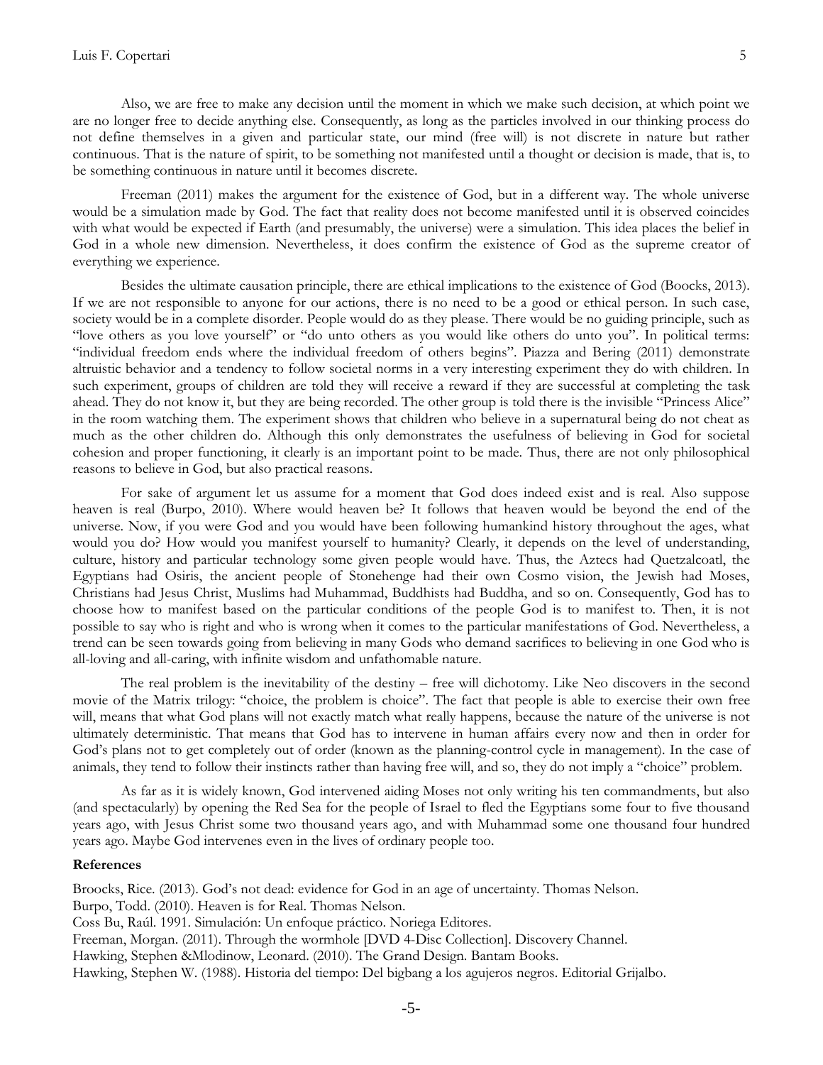Also, we are free to make any decision until the moment in which we make such decision, at which point we are no longer free to decide anything else. Consequently, as long as the particles involved in our thinking process do not define themselves in a given and particular state, our mind (free will) is not discrete in nature but rather continuous. That is the nature of spirit, to be something not manifested until a thought or decision is made, that is, to be something continuous in nature until it becomes discrete.

Freeman (2011) makes the argument for the existence of God, but in a different way. The whole universe would be a simulation made by God. The fact that reality does not become manifested until it is observed coincides with what would be expected if Earth (and presumably, the universe) were a simulation. This idea places the belief in God in a whole new dimension. Nevertheless, it does confirm the existence of God as the supreme creator of everything we experience.

Besides the ultimate causation principle, there are ethical implications to the existence of God (Boocks, 2013). If we are not responsible to anyone for our actions, there is no need to be a good or ethical person. In such case, society would be in a complete disorder. People would do as they please. There would be no guiding principle, such as "love others as you love yourself" or "do unto others as you would like others do unto you". In political terms: "individual freedom ends where the individual freedom of others begins". Piazza and Bering (2011) demonstrate altruistic behavior and a tendency to follow societal norms in a very interesting experiment they do with children. In such experiment, groups of children are told they will receive a reward if they are successful at completing the task ahead. They do not know it, but they are being recorded. The other group is told there is the invisible "Princess Alice" in the room watching them. The experiment shows that children who believe in a supernatural being do not cheat as much as the other children do. Although this only demonstrates the usefulness of believing in God for societal cohesion and proper functioning, it clearly is an important point to be made. Thus, there are not only philosophical reasons to believe in God, but also practical reasons.

For sake of argument let us assume for a moment that God does indeed exist and is real. Also suppose heaven is real (Burpo, 2010). Where would heaven be? It follows that heaven would be beyond the end of the universe. Now, if you were God and you would have been following humankind history throughout the ages, what would you do? How would you manifest yourself to humanity? Clearly, it depends on the level of understanding, culture, history and particular technology some given people would have. Thus, the Aztecs had Quetzalcoatl, the Egyptians had Osiris, the ancient people of Stonehenge had their own Cosmo vision, the Jewish had Moses, Christians had Jesus Christ, Muslims had Muhammad, Buddhists had Buddha, and so on. Consequently, God has to choose how to manifest based on the particular conditions of the people God is to manifest to. Then, it is not possible to say who is right and who is wrong when it comes to the particular manifestations of God. Nevertheless, a trend can be seen towards going from believing in many Gods who demand sacrifices to believing in one God who is all-loving and all-caring, with infinite wisdom and unfathomable nature.

The real problem is the inevitability of the destiny – free will dichotomy. Like Neo discovers in the second movie of the Matrix trilogy: "choice, the problem is choice". The fact that people is able to exercise their own free will, means that what God plans will not exactly match what really happens, because the nature of the universe is not ultimately deterministic. That means that God has to intervene in human affairs every now and then in order for God's plans not to get completely out of order (known as the planning-control cycle in management). In the case of animals, they tend to follow their instincts rather than having free will, and so, they do not imply a "choice" problem.

As far as it is widely known, God intervened aiding Moses not only writing his ten commandments, but also (and spectacularly) by opening the Red Sea for the people of Israel to fled the Egyptians some four to five thousand years ago, with Jesus Christ some two thousand years ago, and with Muhammad some one thousand four hundred years ago. Maybe God intervenes even in the lives of ordinary people too.

**References**

Broocks, Rice. (2013). God's not dead: evidence for God in an age of uncertainty. Thomas Nelson.

Burpo, Todd. (2010). Heaven is for Real. Thomas Nelson.

Coss Bu, Raúl. 1991. Simulación: Un enfoque práctico. Noriega Editores.

Freeman, Morgan. (2011). Through the wormhole [DVD 4-Disc Collection]. Discovery Channel.

Hawking, Stephen &Mlodinow, Leonard. (2010). The Grand Design. Bantam Books.

Hawking, Stephen W. (1988). Historia del tiempo: Del bigbang a los agujeros negros. Editorial Grijalbo.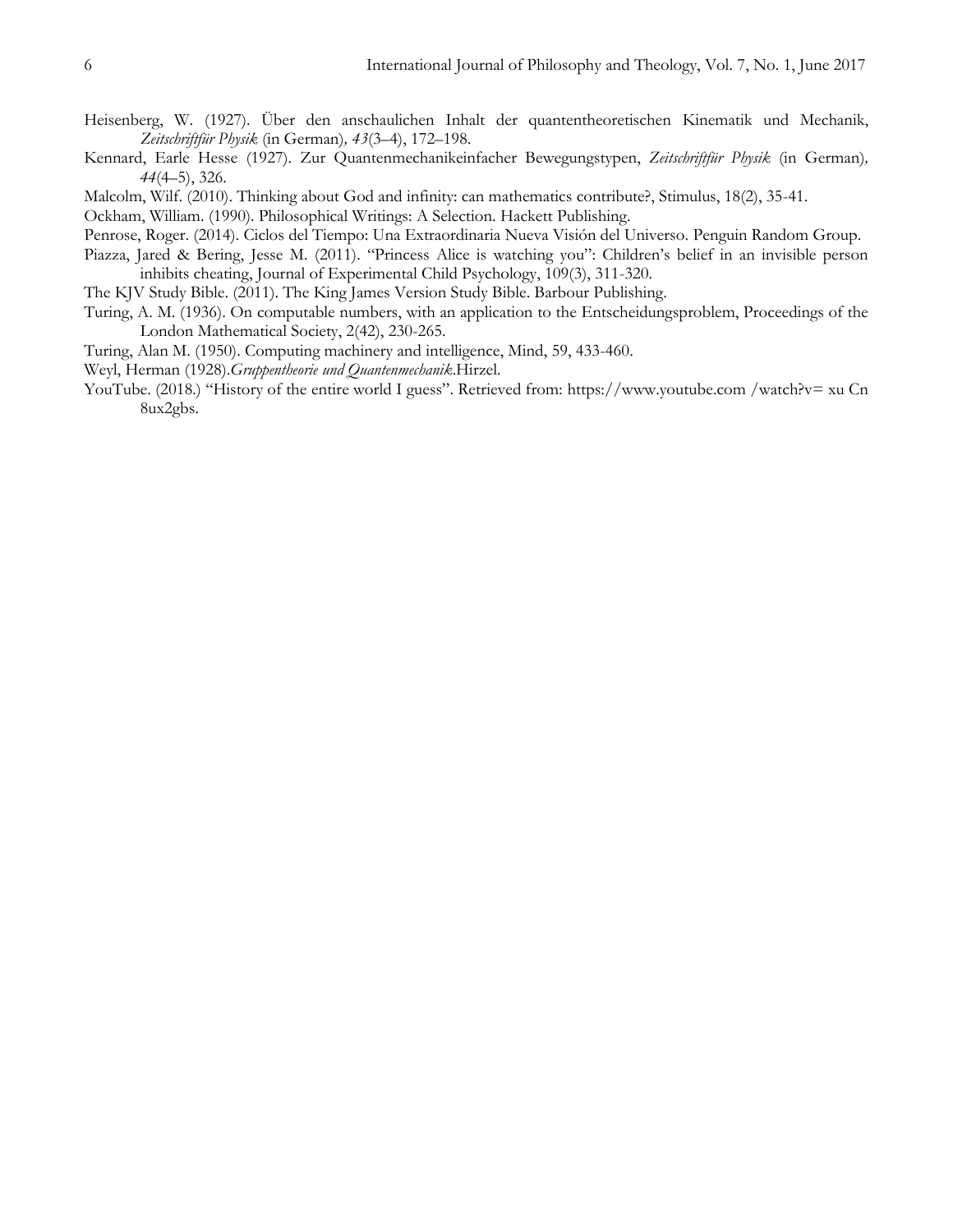Heisenberg, W. (1927). Über den anschaulichen Inhalt der quantentheoretischen Kinematik und Mechanik, *Zeitschriftfür Physik* (in German)*, 43*(3–4), 172–198.

Kennard, Earle Hesse (1927). Zur Quantenmechanikeinfacher Bewegungstypen, *Zeitschriftfür Physik* (in German)*, 44*(4–5), 326.

Malcolm, Wilf. (2010). Thinking about God and infinity: can mathematics contribute?, Stimulus, 18(2), 35-41.

Ockham, William. (1990). Philosophical Writings: A Selection. Hackett Publishing.

Penrose, Roger. (2014). Ciclos del Tiempo: Una Extraordinaria Nueva Visión del Universo. Penguin Random Group.

Piazza, Jared & Bering, Jesse M. (2011). "Princess Alice is watching you": Children's belief in an invisible person inhibits cheating, Journal of Experimental Child Psychology, 109(3), 311-320.

The KJV Study Bible. (2011). The King James Version Study Bible. Barbour Publishing.

Turing, A. M. (1936). On computable numbers, with an application to the Entscheidungsproblem, Proceedings of the London Mathematical Society, 2(42), 230-265.

Turing, Alan M. (1950). Computing machinery and intelligence, Mind, 59, 433-460.

Weyl, Herman (1928).*Gruppentheorie und Quantenmechanik*.Hirzel.

YouTube. (2018.) "History of the entire world I guess". Retrieved from: https://www.youtube.com /watch?v= xu Cn 8ux2gbs.